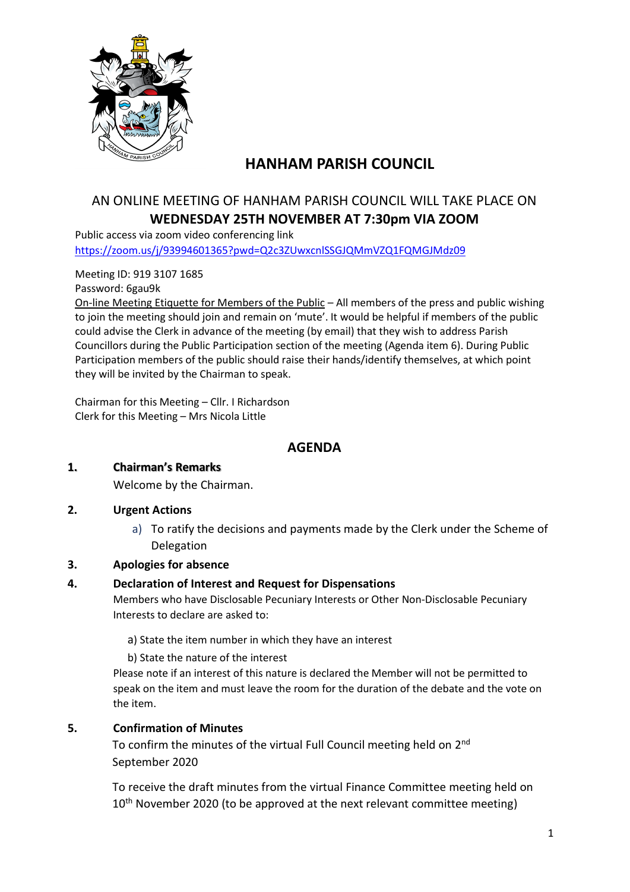# HANHAM PARISH COUNCIL

## AN ONLINE MEETING OF HANHAM PARISH COUNCIL WILL TAKE PLACE ON **WEDNESDAY 25TH NOVEMBER AT 7:30pm VIA ZOOM**

Public access via zoom video conferencing link
https://zoom.us/j/93994601365?pwd=Q2c3ZUwxcnlSSGJQMmVZQ1FQMGJMdz09

Meeting ID: 919 3107 1685
Password: 6gau9k

On-line Meeting Etiquette for Members of the Public – All members of the press and public wishing to join the meeting should join and remain on 'mute'. It would be helpful if members of the public could advise the Clerk in advance of the meeting (by email) that they wish to address Parish Councillors during the Public Participation section of the meeting (Agenda item 6). During Public Participation members of the public should raise their hands/identify themselves, at which point they will be invited by the Chairman to speak.

Chairman for this Meeting – Cllr. I Richardson
Clerk for this Meeting – Mrs Nicola Little

## AGENDA

**1. Chairman's Remarks**

Welcome by the Chairman.

**2. Urgent Actions**

a) To ratify the decisions and payments made by the Clerk under the Scheme of Delegation

**3. Apologies for absence**

**4. Declaration of Interest and Request for Dispensations**

Members who have Disclosable Pecuniary Interests or Other Non-Disclosable Pecuniary Interests to declare are asked to:

a) State the item number in which they have an interest

b) State the nature of the interest

Please note if an interest of this nature is declared the Member will not be permitted to speak on the item and must leave the room for the duration of the debate and the vote on the item.

**5. Confirmation of Minutes**

To confirm the minutes of the virtual Full Council meeting held on 2nd September 2020

To receive the draft minutes from the virtual Finance Committee meeting held on 10th November 2020 (to be approved at the next relevant committee meeting)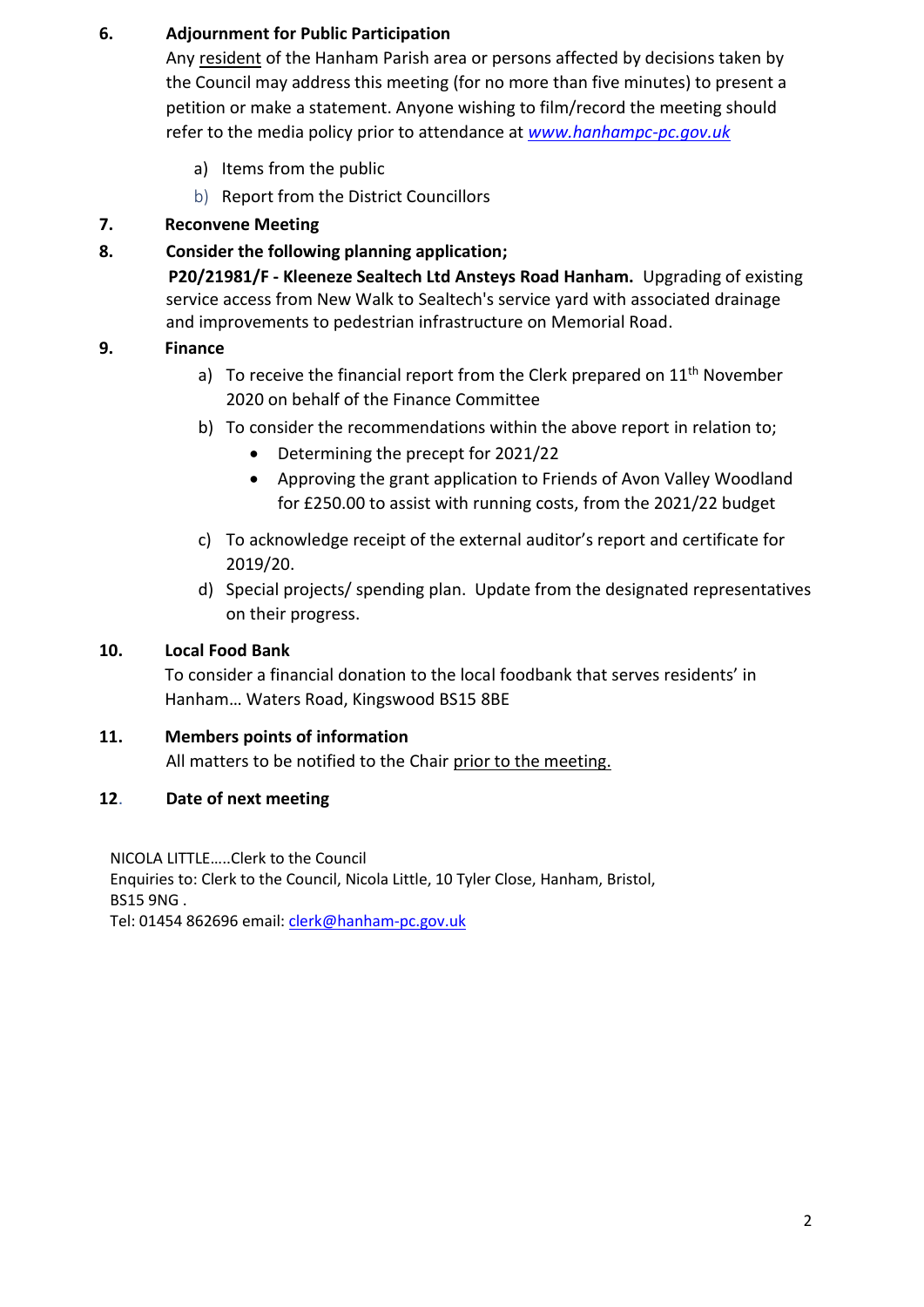**6. Adjournment for Public Participation**

Any resident of the Hanham Parish area or persons affected by decisions taken by the Council may address this meeting (for no more than five minutes) to present a petition or make a statement. Anyone wishing to film/record the meeting should refer to the media policy prior to attendance at *www.hanhampc-pc.gov.uk*

a) Items from the public
b) Report from the District Councillors

**7. Reconvene Meeting**

**8. Consider the following planning application;**

**P20/21981/F - Kleeneze Sealtech Ltd Ansteys Road Hanham.** Upgrading of existing service access from New Walk to Sealtech's service yard with associated drainage and improvements to pedestrian infrastructure on Memorial Road.

**9. Finance**

a) To receive the financial report from the Clerk prepared on 11th November 2020 on behalf of the Finance Committee
b) To consider the recommendations within the above report in relation to;
   - Determining the precept for 2021/22
   - Approving the grant application to Friends of Avon Valley Woodland for £250.00 to assist with running costs, from the 2021/22 budget
c) To acknowledge receipt of the external auditor's report and certificate for 2019/20.
d) Special projects/ spending plan. Update from the designated representatives on their progress.

**10. Local Food Bank**

To consider a financial donation to the local foodbank that serves residents' in Hanham… Waters Road, Kingswood BS15 8BE

**11. Members points of information**

All matters to be notified to the Chair prior to the meeting.

**12. Date of next meeting**

NICOLA LITTLE…..Clerk to the Council
Enquiries to: Clerk to the Council, Nicola Little, 10 Tyler Close, Hanham, Bristol, BS15 9NG .
Tel: 01454 862696 email: clerk@hanham-pc.gov.uk